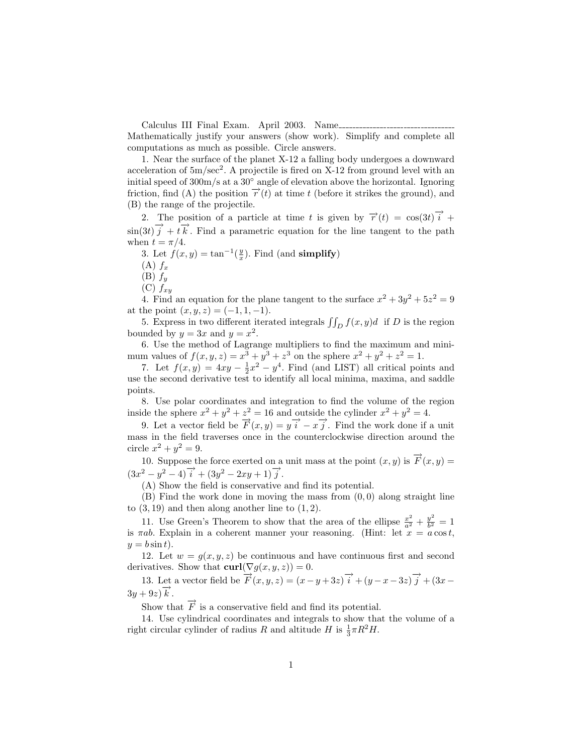Calculus III Final Exam. April 2003. Name\_\_\_\_\_\_\_\_\_\_\_\_\_\_\_\_\_\_\_\_\_\_\_\_\_\_\_\_\_\_

Mathematically justify your answers (show work). Simplify and complete all computations as much as possible. Circle answers.

1. Near the surface of the planet X-12 a falling body undergoes a downward acceleration of $5\text{m/sec}^2$. A projectile is fired on X-12 from ground level with an initial speed of 300m/s at a $30°$ angle of elevation above the horizontal. Ignoring friction, find (A) the position $\overrightarrow{r}(t)$ at time $t$ (before it strikes the ground), and (B) the range of the projectile.

2. The position of a particle at time $t$ is given by $\overrightarrow{r}(t) = \cos(3t)\overrightarrow{i} + \sin(3t)\overrightarrow{j} + t\overrightarrow{k}$. Find a parametric equation for the line tangent to the path when $t = \pi/4$.

3. Let $f(x, y) = \tan^{-1}(\frac{y}{x})$. Find (and **simplify**)

(A) $f_x$

(B) $f_y$

(C) $f_{xy}$

4. Find an equation for the plane tangent to the surface $x^2 + 3y^2 + 5z^2 = 9$ at the point $(x, y, z) = (-1, 1, -1)$.

5. Express in two different iterated integrals $\iint_D f(x, y)d$ if $D$ is the region bounded by $y = 3x$ and $y = x^2$.

6. Use the method of Lagrange multipliers to find the maximum and minimum values of $f(x, y, z) = x^3 + y^3 + z^3$ on the sphere $x^2 + y^2 + z^2 = 1$.

7. Let $f(x, y) = 4xy - \frac{1}{2}x^2 - y^4$. Find (and LIST) all critical points and use the second derivative test to identify all local minima, maxima, and saddle points.

8. Use polar coordinates and integration to find the volume of the region inside the sphere $x^2 + y^2 + z^2 = 16$ and outside the cylinder $x^2 + y^2 = 4$.

9. Let a vector field be $\overrightarrow{F}(x, y) = y\overrightarrow{i} - x\overrightarrow{j}$. Find the work done if a unit mass in the field traverses once in the counterclockwise direction around the circle $x^2 + y^2 = 9$.

10. Suppose the force exerted on a unit mass at the point $(x, y)$ is $\overrightarrow{F}(x, y) = (3x^2 - y^2 - 4)\overrightarrow{i} + (3y^2 - 2xy + 1)\overrightarrow{j}$.

(A) Show the field is conservative and find its potential.

(B) Find the work done in moving the mass from $(0, 0)$ along straight line to $(3, 19)$ and then along another line to $(1, 2)$.

11. Use Green's Theorem to show that the area of the ellipse $\frac{x^2}{a^2} + \frac{y^2}{b^2} = 1$ is $\pi ab$. Explain in a coherent manner your reasoning. (Hint: let $x = a\cos t$, $y = b\sin t$).

12. Let $w = g(x, y, z)$ be continuous and have continuous first and second derivatives. Show that $\mathbf{curl}(\nabla g(x, y, z)) = 0$.

13. Let a vector field be $\overrightarrow{F}(x, y, z) = (x - y + 3z)\overrightarrow{i} + (y - x - 3z)\overrightarrow{j} + (3x - 3y + 9z)\overrightarrow{k}$.

Show that $\overrightarrow{F}$ is a conservative field and find its potential.

14. Use cylindrical coordinates and integrals to show that the volume of a right circular cylinder of radius $R$ and altitude $H$ is $\frac{1}{3}\pi R^2 H$.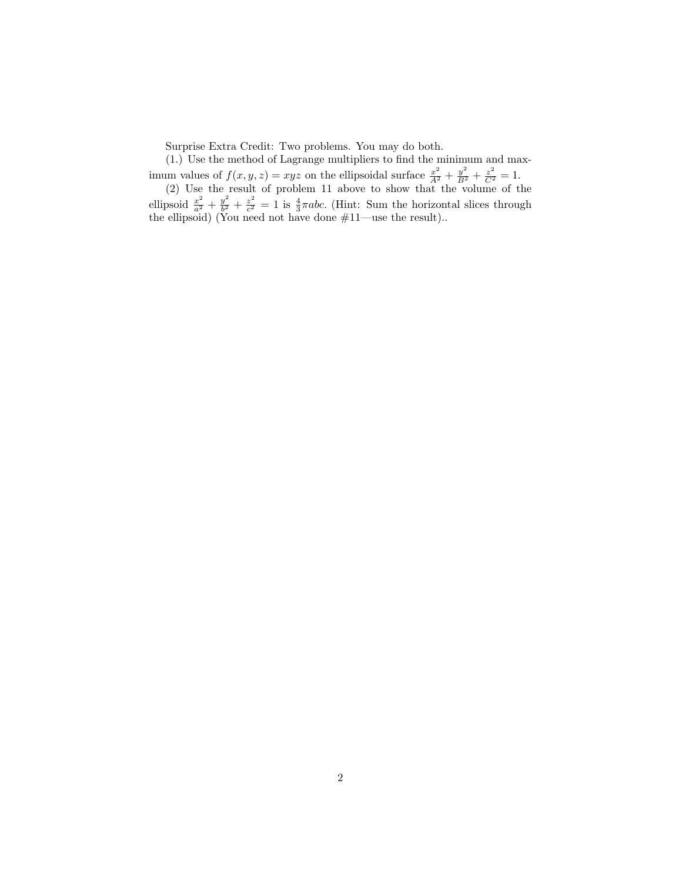Surprise Extra Credit: Two problems. You may do both.

(1.) Use the method of Lagrange multipliers to find the minimum and maximum values of $f(x, y, z) = xyz$ on the ellipsoidal surface $\frac{x^2}{A^2} + \frac{y^2}{B^2} + \frac{z^2}{C^2} = 1$.

(2) Use the result of problem 11 above to show that the volume of the ellipsoid $\frac{x^2}{a^2} + \frac{y^2}{b^2} + \frac{z^2}{c^2} = 1$ is $\frac{4}{3}\pi abc$. (Hint: Sum the horizontal slices through the ellipsoid) (You need not have done #11—use the result)..